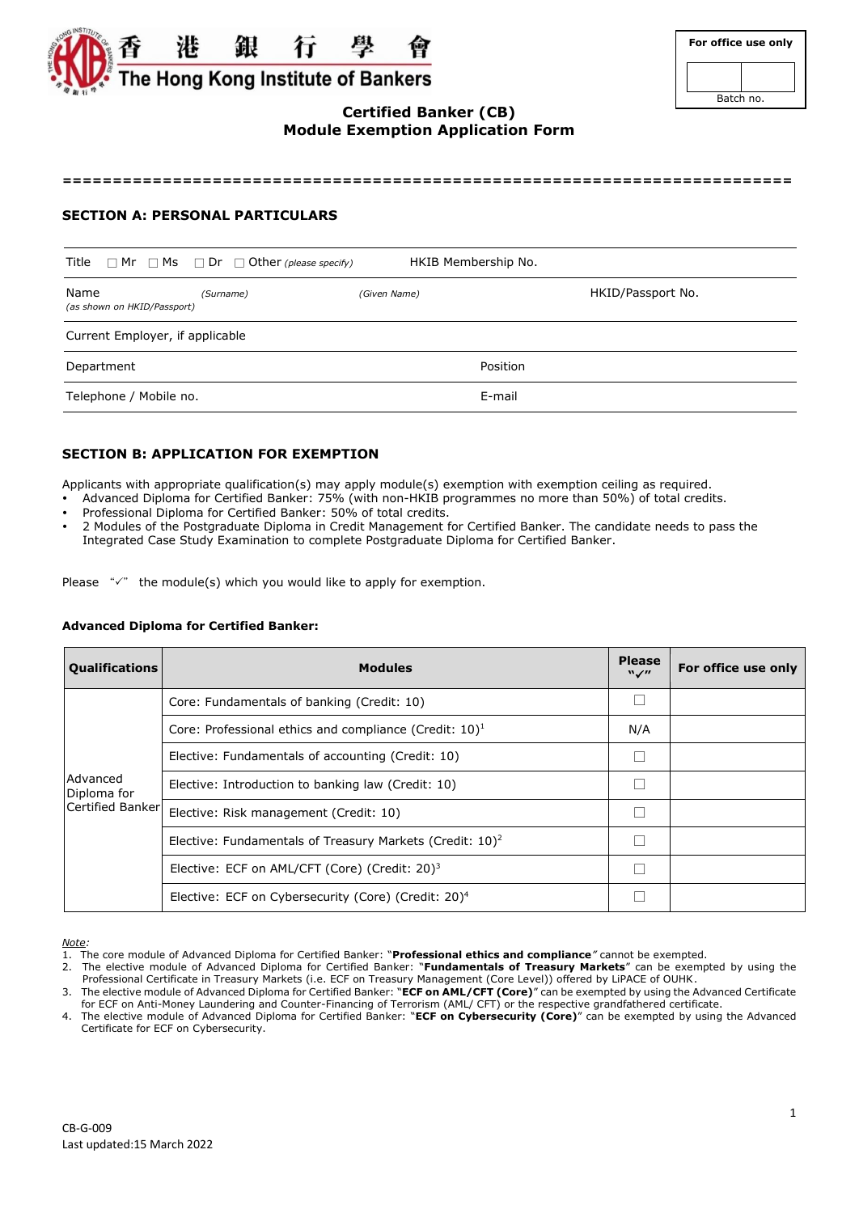香 港 銀 行 學 會
The Hong Kong Institute of Bankers

| For office use only | |
|---|---|
| | |
| Batch no. | |

# Certified Banker (CB)
# Module Exemption Application Form

==========================================================================

## SECTION A: PERSONAL PARTICULARS

| | | |
|---|---|---|
| Title ☐ Mr ☐ Ms ☐ Dr ☐ Other *(please specify)* | HKIB Membership No. | |
| Name *(as shown on HKID/Passport)* *(Surname)* *(Given Name)* | | HKID/Passport No. |
| Current Employer, if applicable | | |
| Department | Position | |
| Telephone / Mobile no. | E-mail | |

## SECTION B: APPLICATION FOR EXEMPTION

Applicants with appropriate qualification(s) may apply module(s) exemption with exemption ceiling as required.

- Advanced Diploma for Certified Banker: 75% (with non-HKIB programmes no more than 50%) of total credits.
- Professional Diploma for Certified Banker: 50% of total credits.
- 2 Modules of the Postgraduate Diploma in Credit Management for Certified Banker. The candidate needs to pass the Integrated Case Study Examination to complete Postgraduate Diploma for Certified Banker.

Please "✓" the module(s) which you would like to apply for exemption.

**Advanced Diploma for Certified Banker:**

| Qualifications | Modules | Please "✓" | For office use only |
|---|---|---|---|
| Advanced Diploma for Certified Banker | Core: Fundamentals of banking (Credit: 10) | ☐ | |
| | Core: Professional ethics and compliance (Credit: 10)[1] | N/A | |
| | Elective: Fundamentals of accounting (Credit: 10) | ☐ | |
| | Elective: Introduction to banking law (Credit: 10) | ☐ | |
| | Elective: Risk management (Credit: 10) | ☐ | |
| | Elective: Fundamentals of Treasury Markets (Credit: 10)[2] | ☐ | |
| | Elective: ECF on AML/CFT (Core) (Credit: 20)[3] | ☐ | |
| | Elective: ECF on Cybersecurity (Core) (Credit: 20)[4] | ☐ | |

*Note:*

1. The core module of Advanced Diploma for Certified Banker: "**Professional ethics and compliance**" cannot be exempted.
2. The elective module of Advanced Diploma for Certified Banker: "**Fundamentals of Treasury Markets**" can be exempted by using the Professional Certificate in Treasury Markets (i.e. ECF on Treasury Management (Core Level)) offered by LiPACE of OUHK.
3. The elective module of Advanced Diploma for Certified Banker: "**ECF on AML/CFT (Core)**" can be exempted by using the Advanced Certificate for ECF on Anti-Money Laundering and Counter-Financing of Terrorism (AML/ CFT) or the respective grandfathered certificate.
4. The elective module of Advanced Diploma for Certified Banker: "**ECF on Cybersecurity (Core)**" can be exempted by using the Advanced Certificate for ECF on Cybersecurity.

CB-G-009
Last updated:15 March 2022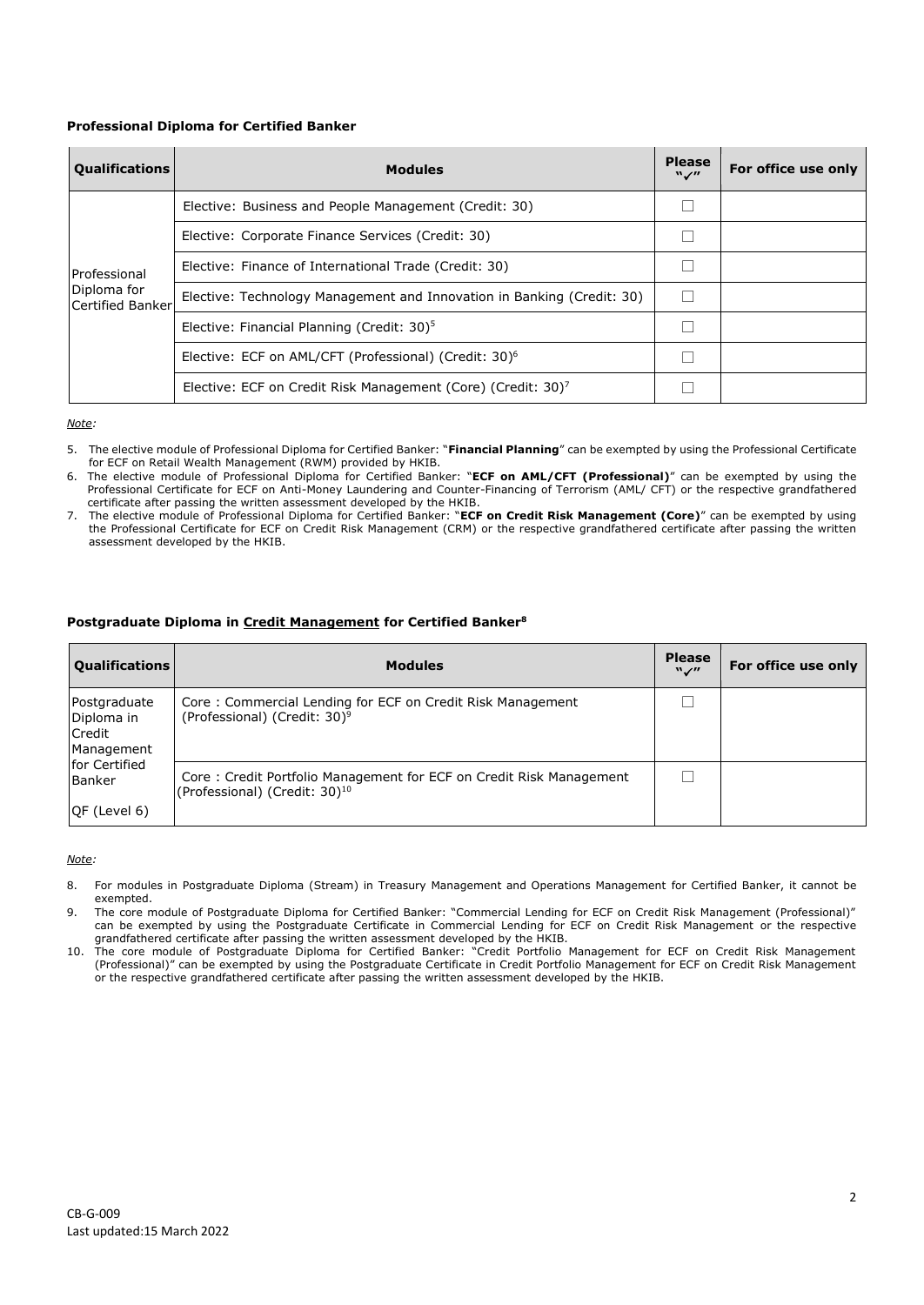**Professional Diploma for Certified Banker**

| Qualifications | Modules | Please "✓" | For office use only |
|---|---|---|---|
| Professional Diploma for Certified Banker | Elective: Business and People Management (Credit: 30) | ☐ | |
| | Elective: Corporate Finance Services (Credit: 30) | ☐ | |
| | Elective: Finance of International Trade (Credit: 30) | ☐ | |
| | Elective: Technology Management and Innovation in Banking (Credit: 30) | ☐ | |
| | Elective: Financial Planning (Credit: 30)[5] | ☐ | |
| | Elective: ECF on AML/CFT (Professional) (Credit: 30)[6] | ☐ | |
| | Elective: ECF on Credit Risk Management (Core) (Credit: 30)[7] | ☐ | |

*Note:*

5. The elective module of Professional Diploma for Certified Banker: "**Financial Planning**" can be exempted by using the Professional Certificate for ECF on Retail Wealth Management (RWM) provided by HKIB.
6. The elective module of Professional Diploma for Certified Banker: "**ECF on AML/CFT (Professional)**" can be exempted by using the Professional Certificate for ECF on Anti-Money Laundering and Counter-Financing of Terrorism (AML/ CFT) or the respective grandfathered certificate after passing the written assessment developed by the HKIB.
7. The elective module of Professional Diploma for Certified Banker: "**ECF on Credit Risk Management (Core)**" can be exempted by using the Professional Certificate for ECF on Credit Risk Management (CRM) or the respective grandfathered certificate after passing the written assessment developed by the HKIB.

**Postgraduate Diploma in <u>Credit Management</u> for Certified Banker[8]**

| Qualifications | Modules | Please "✓" | For office use only |
|---|---|---|---|
| Postgraduate Diploma in Credit Management for Certified Banker QF (Level 6) | Core : Commercial Lending for ECF on Credit Risk Management (Professional) (Credit: 30)[9] | ☐ | |
| | Core : Credit Portfolio Management for ECF on Credit Risk Management (Professional) (Credit: 30)[10] | ☐ | |

*Note:*

8. For modules in Postgraduate Diploma (Stream) in Treasury Management and Operations Management for Certified Banker, it cannot be exempted.
9. The core module of Postgraduate Diploma for Certified Banker: "Commercial Lending for ECF on Credit Risk Management (Professional)" can be exempted by using the Postgraduate Certificate in Commercial Lending for ECF on Credit Risk Management or the respective grandfathered certificate after passing the written assessment developed by the HKIB.
10. The core module of Postgraduate Diploma for Certified Banker: "Credit Portfolio Management for ECF on Credit Risk Management (Professional)" can be exempted by using the Postgraduate Certificate in Credit Portfolio Management for ECF on Credit Risk Management or the respective grandfathered certificate after passing the written assessment developed by the HKIB.

CB-G-009
Last updated:15 March 2022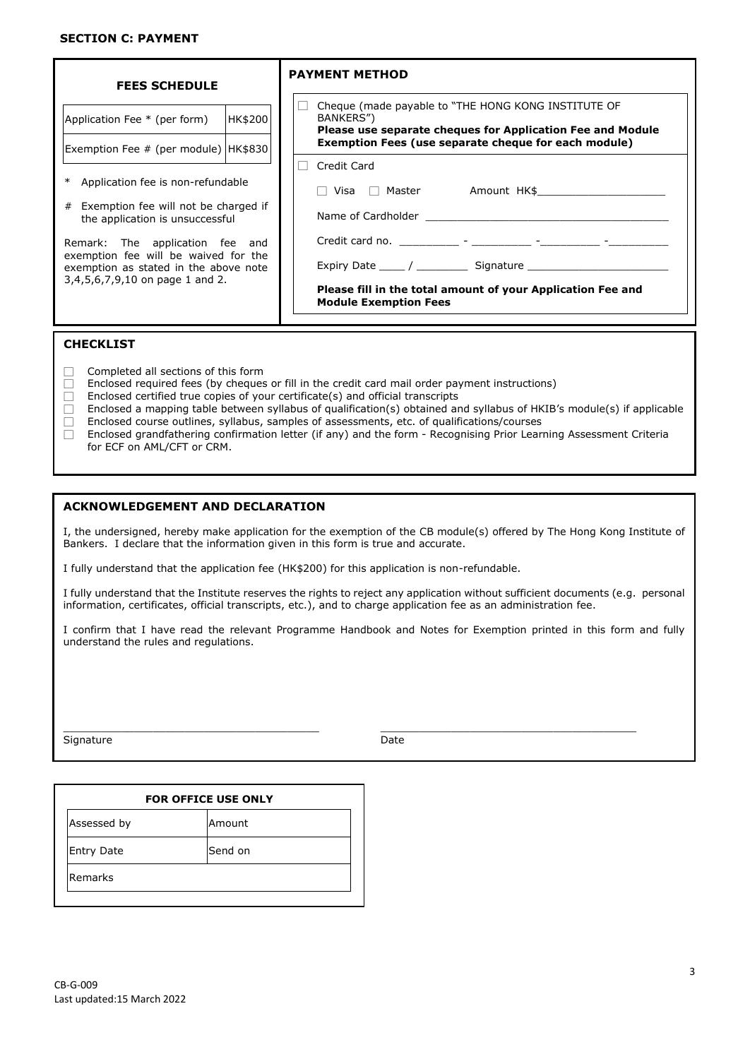### SECTION C: PAYMENT

**FEES SCHEDULE**

| Application Fee * (per form) | HK$200 |
|---|---|
| Exemption Fee # (per module) | HK$830 |

\* Application fee is non-refundable

\# Exemption fee will not be charged if the application is unsuccessful

Remark: The application fee and exemption fee will be waived for the exemption as stated in the above note 3,4,5,6,7,9,10 on page 1 and 2.

**PAYMENT METHOD**

☐ Cheque (made payable to "THE HONG KONG INSTITUTE OF BANKERS")
**Please use separate cheques for Application Fee and Module Exemption Fees (use separate cheque for each module)**

☐ Credit Card

☐ Visa ☐ Master Amount HK$____________________

Name of Cardholder ______________________________________

Credit card no. _________ - _________ - _________ - _________

Expiry Date ____ / ________ Signature ______________________

**Please fill in the total amount of your Application Fee and Module Exemption Fees**

### CHECKLIST

- ☐ Completed all sections of this form
- ☐ Enclosed required fees (by cheques or fill in the credit card mail order payment instructions)
- ☐ Enclosed certified true copies of your certificate(s) and official transcripts
- ☐ Enclosed a mapping table between syllabus of qualification(s) obtained and syllabus of HKIB's module(s) if applicable
- ☐ Enclosed course outlines, syllabus, samples of assessments, etc. of qualifications/courses
- ☐ Enclosed grandfathering confirmation letter (if any) and the form - Recognising Prior Learning Assessment Criteria for ECF on AML/CFT or CRM.

### ACKNOWLEDGEMENT AND DECLARATION

I, the undersigned, hereby make application for the exemption of the CB module(s) offered by The Hong Kong Institute of Bankers. I declare that the information given in this form is true and accurate.

I fully understand that the application fee (HK$200) for this application is non-refundable.

I fully understand that the Institute reserves the rights to reject any application without sufficient documents (e.g. personal information, certificates, official transcripts, etc.), and to charge application fee as an administration fee.

I confirm that I have read the relevant Programme Handbook and Notes for Exemption printed in this form and fully understand the rules and regulations.

_______________________________________ _______________________________________

Signature Date

**FOR OFFICE USE ONLY**

| Assessed by | Amount |
|---|---|
| Entry Date | Send on |
| Remarks | |

CB-G-009
Last updated:15 March 2022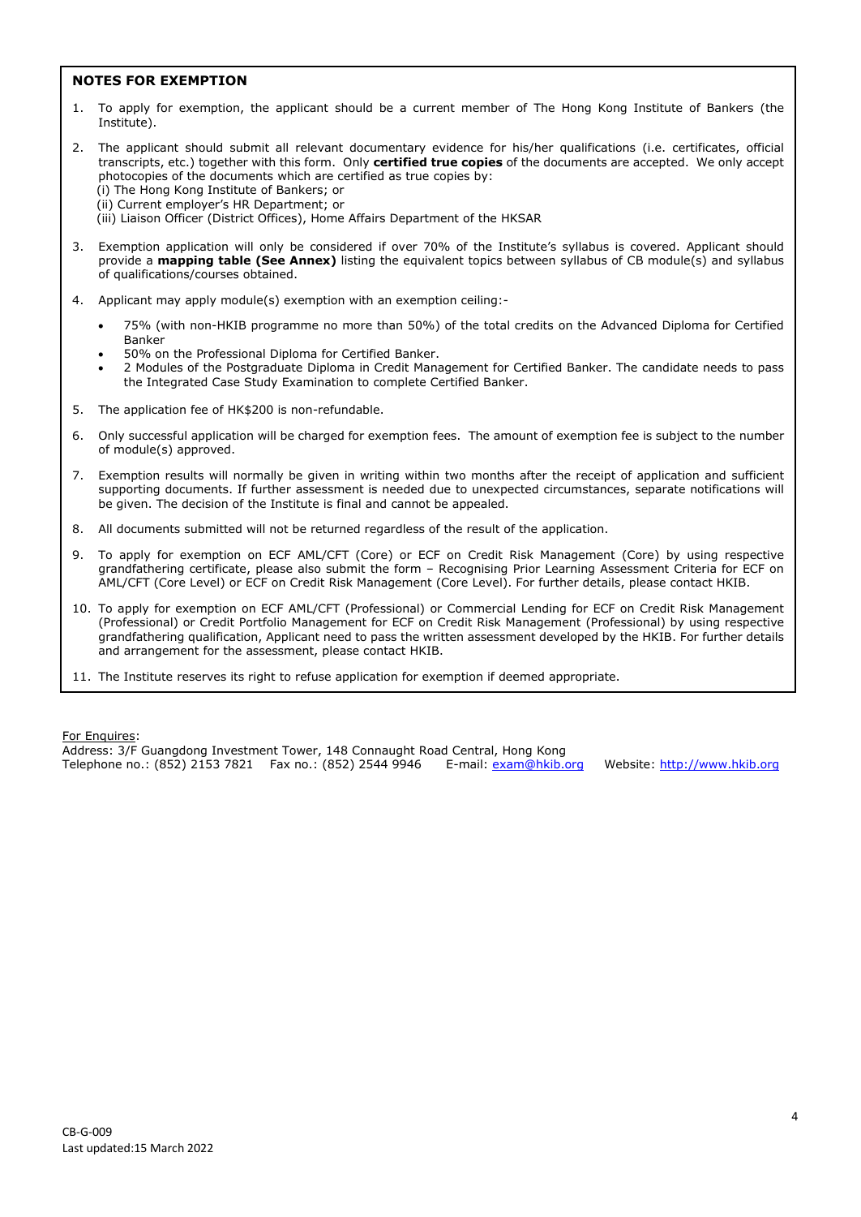## NOTES FOR EXEMPTION

1. To apply for exemption, the applicant should be a current member of The Hong Kong Institute of Bankers (the Institute).

2. The applicant should submit all relevant documentary evidence for his/her qualifications (i.e. certificates, official transcripts, etc.) together with this form. Only **certified true copies** of the documents are accepted. We only accept photocopies of the documents which are certified as true copies by:
   (i) The Hong Kong Institute of Bankers; or
   (ii) Current employer's HR Department; or
   (iii) Liaison Officer (District Offices), Home Affairs Department of the HKSAR

3. Exemption application will only be considered if over 70% of the Institute's syllabus is covered. Applicant should provide a **mapping table (See Annex)** listing the equivalent topics between syllabus of CB module(s) and syllabus of qualifications/courses obtained.

4. Applicant may apply module(s) exemption with an exemption ceiling:-
   - 75% (with non-HKIB programme no more than 50%) of the total credits on the Advanced Diploma for Certified Banker
   - 50% on the Professional Diploma for Certified Banker.
   - 2 Modules of the Postgraduate Diploma in Credit Management for Certified Banker. The candidate needs to pass the Integrated Case Study Examination to complete Certified Banker.

5. The application fee of HK$200 is non-refundable.

6. Only successful application will be charged for exemption fees. The amount of exemption fee is subject to the number of module(s) approved.

7. Exemption results will normally be given in writing within two months after the receipt of application and sufficient supporting documents. If further assessment is needed due to unexpected circumstances, separate notifications will be given. The decision of the Institute is final and cannot be appealed.

8. All documents submitted will not be returned regardless of the result of the application.

9. To apply for exemption on ECF AML/CFT (Core) or ECF on Credit Risk Management (Core) by using respective grandfathering certificate, please also submit the form – Recognising Prior Learning Assessment Criteria for ECF on AML/CFT (Core Level) or ECF on Credit Risk Management (Core Level). For further details, please contact HKIB.

10. To apply for exemption on ECF AML/CFT (Professional) or Commercial Lending for ECF on Credit Risk Management (Professional) or Credit Portfolio Management for ECF on Credit Risk Management (Professional) by using respective grandfathering qualification, Applicant need to pass the written assessment developed by the HKIB. For further details and arrangement for the assessment, please contact HKIB.

11. The Institute reserves its right to refuse application for exemption if deemed appropriate.

For Enquires:
Address: 3/F Guangdong Investment Tower, 148 Connaught Road Central, Hong Kong
Telephone no.: (852) 2153 7821 Fax no.: (852) 2544 9946 E-mail: exam@hkib.org Website: http://www.hkib.org

CB-G-009
Last updated:15 March 2022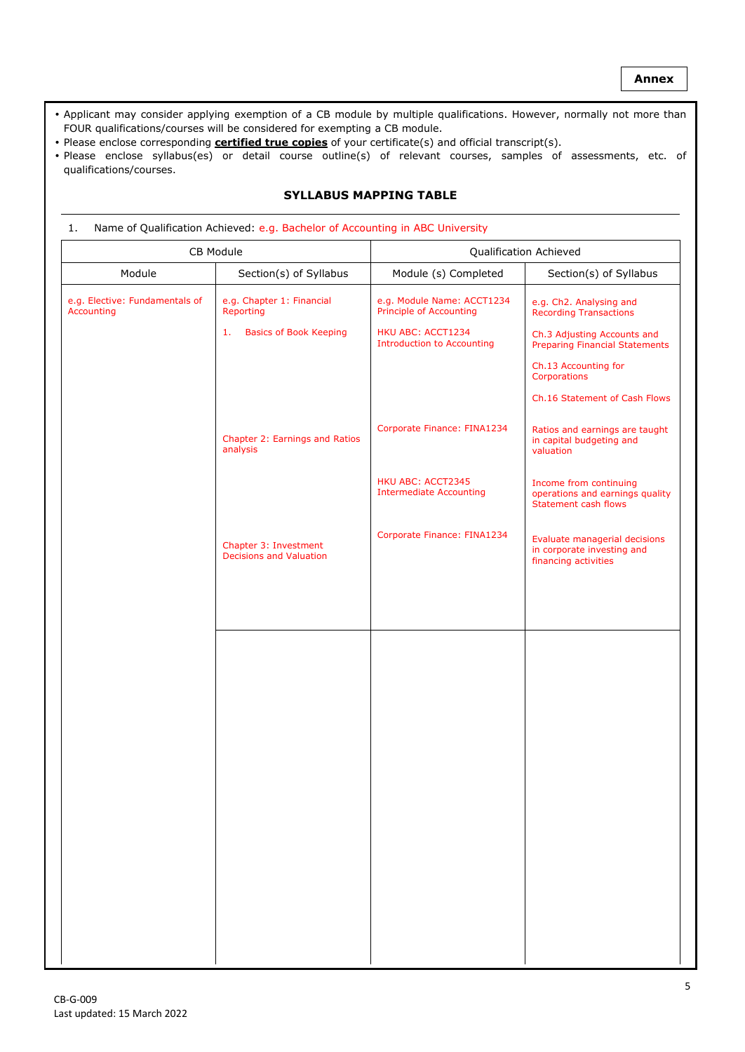**Annex**

- Applicant may consider applying exemption of a CB module by multiple qualifications. However, normally not more than FOUR qualifications/courses will be considered for exempting a CB module.
- Please enclose corresponding **certified true copies** of your certificate(s) and official transcript(s).
- Please enclose syllabus(es) or detail course outline(s) of relevant courses, samples of assessments, etc. of qualifications/courses.

## SYLLABUS MAPPING TABLE

1. Name of Qualification Achieved: e.g. Bachelor of Accounting in ABC University

| CB Module | | Qualification Achieved | |
|---|---|---|---|
| Module | Section(s) of Syllabus | Module (s) Completed | Section(s) of Syllabus |
| e.g. Elective: Fundamentals of Accounting | e.g. Chapter 1: Financial Reporting<br>1. Basics of Book Keeping | e.g. Module Name: ACCT1234 Principle of Accounting<br>HKU ABC: ACCT1234 Introduction to Accounting | e.g. Ch2. Analysing and Recording Transactions<br>Ch.3 Adjusting Accounts and Preparing Financial Statements<br>Ch.13 Accounting for Corporations<br>Ch.16 Statement of Cash Flows |
| | Chapter 2: Earnings and Ratios analysis | Corporate Finance: FINA1234<br>HKU ABC: ACCT2345 Intermediate Accounting | Ratios and earnings are taught in capital budgeting and valuation<br>Income from continuing operations and earnings quality Statement cash flows |
| | Chapter 3: Investment Decisions and Valuation | Corporate Finance: FINA1234 | Evaluate managerial decisions in corporate investing and financing activities |
| | | | |

CB-G-009
Last updated: 15 March 2022